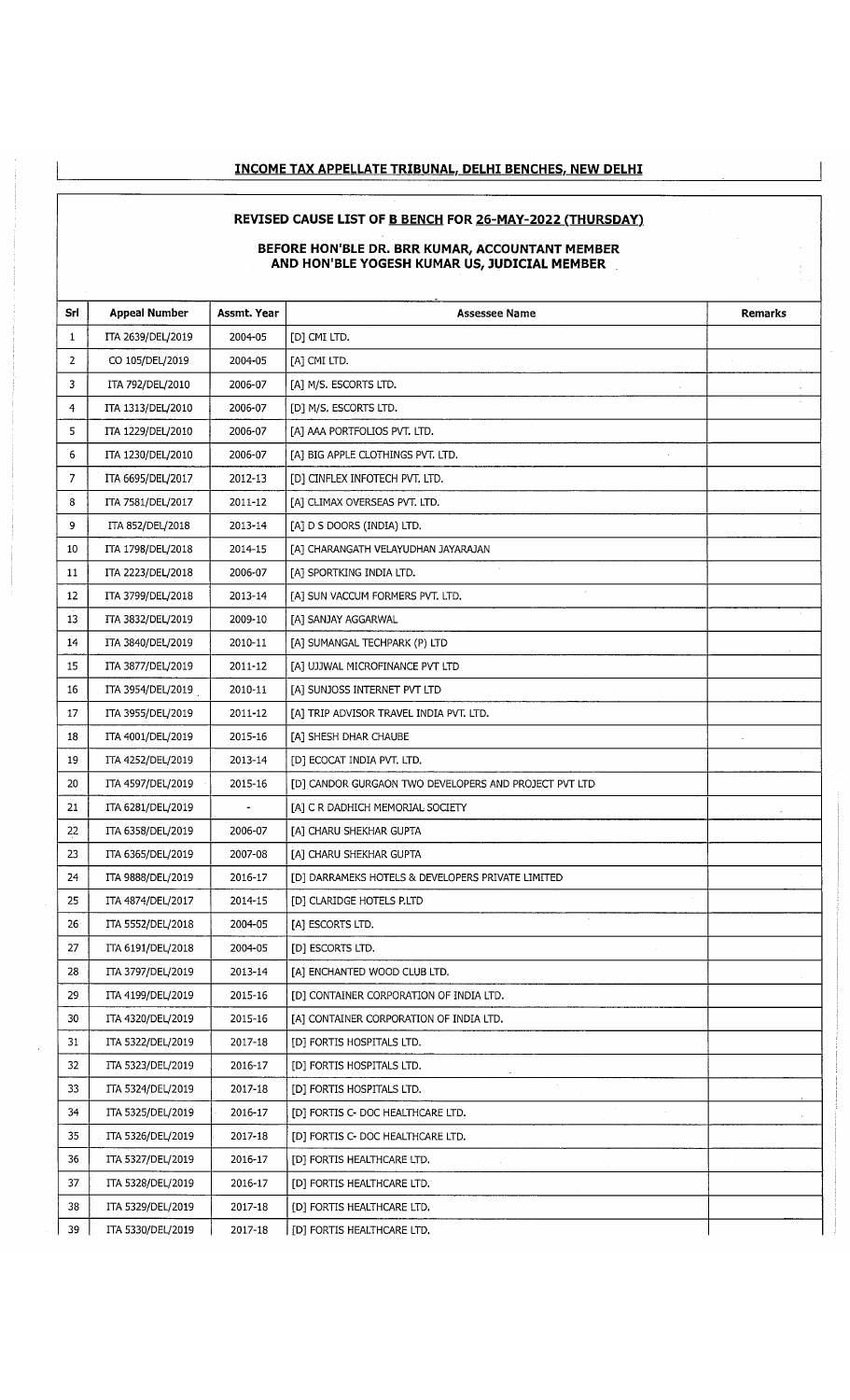## INCOME TAX APPELLATE TRIBUNAL, DELHI BENCHES, NEW DELHI

### REVISED CAUSE LIST OF B BENCH FOR 26-MAY-2022 (THURSDAY)

**BEFORE HON'BLE DR. BRR KUMAR, ACCOUNTANT MEMBER AND HON'BLE YOGESH KUMAR US, JUDICIAL MEMBER**

| Srl | Appeal Number | Assmt. Year | Assessee Name | Remarks |
|---|---|---|---|---|
| 1 | ITA 2639/DEL/2019 | 2004-05 | [D] CMI LTD. | |
| 2 | CO 105/DEL/2019 | 2004-05 | [A] CMI LTD. | |
| 3 | ITA 792/DEL/2010 | 2006-07 | [A] M/S. ESCORTS LTD. | |
| 4 | ITA 1313/DEL/2010 | 2006-07 | [D] M/S. ESCORTS LTD. | |
| 5 | ITA 1229/DEL/2010 | 2006-07 | [A] AAA PORTFOLIOS PVT. LTD. | |
| 6 | ITA 1230/DEL/2010 | 2006-07 | [A] BIG APPLE CLOTHINGS PVT. LTD. | |
| 7 | ITA 6695/DEL/2017 | 2012-13 | [D] CINFLEX INFOTECH PVT. LTD. | |
| 8 | ITA 7581/DEL/2017 | 2011-12 | [A] CLIMAX OVERSEAS PVT. LTD. | |
| 9 | ITA 852/DEL/2018 | 2013-14 | [A] D S DOORS (INDIA) LTD. | |
| 10 | ITA 1798/DEL/2018 | 2014-15 | [A] CHARANGATH VELAYUDHAN JAYARAJAN | |
| 11 | ITA 2223/DEL/2018 | 2006-07 | [A] SPORTKING INDIA LTD. | |
| 12 | ITA 3799/DEL/2018 | 2013-14 | [A] SUN VACCUM FORMERS PVT. LTD. | |
| 13 | ITA 3832/DEL/2019 | 2009-10 | [A] SANJAY AGGARWAL | |
| 14 | ITA 3840/DEL/2019 | 2010-11 | [A] SUMANGAL TECHPARK (P) LTD | |
| 15 | ITA 3877/DEL/2019 | 2011-12 | [A] UJJWAL MICROFINANCE PVT LTD | |
| 16 | ITA 3954/DEL/2019 | 2010-11 | [A] SUNJOSS INTERNET PVT LTD | |
| 17 | ITA 3955/DEL/2019 | 2011-12 | [A] TRIP ADVISOR TRAVEL INDIA PVT. LTD. | |
| 18 | ITA 4001/DEL/2019 | 2015-16 | [A] SHESH DHAR CHAUBE | |
| 19 | ITA 4252/DEL/2019 | 2013-14 | [D] ECOCAT INDIA PVT. LTD. | |
| 20 | ITA 4597/DEL/2019 | 2015-16 | [D] CANDOR GURGAON TWO DEVELOPERS AND PROJECT PVT LTD | |
| 21 | ITA 6281/DEL/2019 | - | [A] C R DADHICH MEMORIAL SOCIETY | |
| 22 | ITA 6358/DEL/2019 | 2006-07 | [A] CHARU SHEKHAR GUPTA | |
| 23 | ITA 6365/DEL/2019 | 2007-08 | [A] CHARU SHEKHAR GUPTA | |
| 24 | ITA 9888/DEL/2019 | 2016-17 | [D] DARRAMEKS HOTELS & DEVELOPERS PRIVATE LIMITED | |
| 25 | ITA 4874/DEL/2017 | 2014-15 | [D] CLARIDGE HOTELS P.LTD | |
| 26 | ITA 5552/DEL/2018 | 2004-05 | [A] ESCORTS LTD. | |
| 27 | ITA 6191/DEL/2018 | 2004-05 | [D] ESCORTS LTD. | |
| 28 | ITA 3797/DEL/2019 | 2013-14 | [A] ENCHANTED WOOD CLUB LTD. | |
| 29 | ITA 4199/DEL/2019 | 2015-16 | [D] CONTAINER CORPORATION OF INDIA LTD. | |
| 30 | ITA 4320/DEL/2019 | 2015-16 | [A] CONTAINER CORPORATION OF INDIA LTD. | |
| 31 | ITA 5322/DEL/2019 | 2017-18 | [D] FORTIS HOSPITALS LTD. | |
| 32 | ITA 5323/DEL/2019 | 2016-17 | [D] FORTIS HOSPITALS LTD. | |
| 33 | ITA 5324/DEL/2019 | 2017-18 | [D] FORTIS HOSPITALS LTD. | |
| 34 | ITA 5325/DEL/2019 | 2016-17 | [D] FORTIS C- DOC HEALTHCARE LTD. | |
| 35 | ITA 5326/DEL/2019 | 2017-18 | [D] FORTIS C- DOC HEALTHCARE LTD. | |
| 36 | ITA 5327/DEL/2019 | 2016-17 | [D] FORTIS HEALTHCARE LTD. | |
| 37 | ITA 5328/DEL/2019 | 2016-17 | [D] FORTIS HEALTHCARE LTD. | |
| 38 | ITA 5329/DEL/2019 | 2017-18 | [D] FORTIS HEALTHCARE LTD. | |
| 39 | ITA 5330/DEL/2019 | 2017-18 | [D] FORTIS HEALTHCARE LTD. | |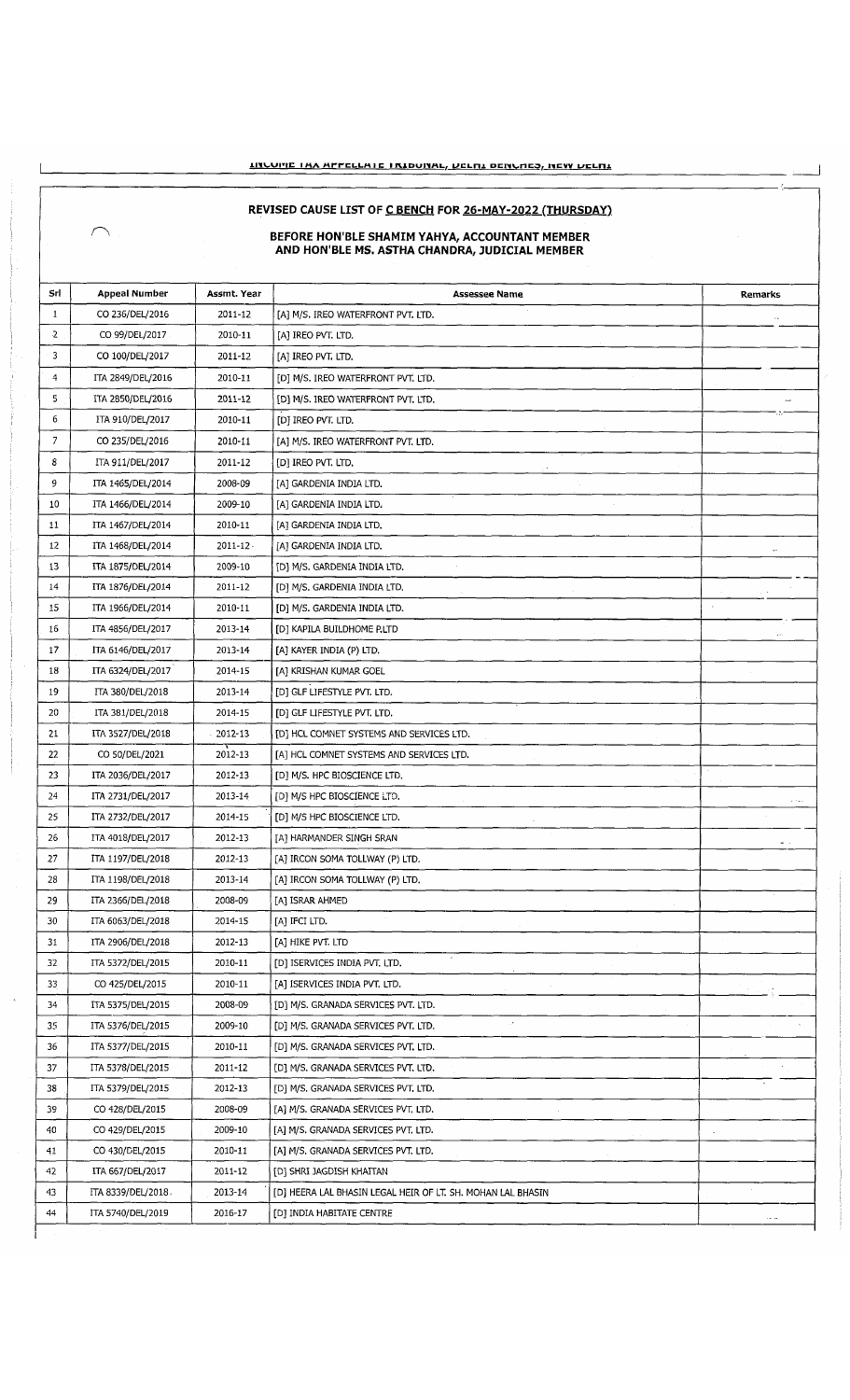INCOME TAX APPELLATE TRIBUNAL, DELHI BENCHES, NEW DELHI

## REVISED CAUSE LIST OF C BENCH FOR 26-MAY-2022 (THURSDAY)

### BEFORE HON'BLE SHAMIM YAHYA, ACCOUNTANT MEMBER AND HON'BLE MS. ASTHA CHANDRA, JUDICIAL MEMBER

| Srl | Appeal Number | Asstt. Year | Assessee Name | Remarks |
|---|---|---|---|---|
| 1 | CO 236/DEL/2016 | 2011-12 | [A] M/S. IREO WATERFRONT PVT. LTD. | |
| 2 | CO 99/DEL/2017 | 2010-11 | [A] IREO PVT. LTD. | |
| 3 | CO 100/DEL/2017 | 2011-12 | [A] IREO PVT. LTD. | |
| 4 | ITA 2849/DEL/2016 | 2010-11 | [D] M/S. IREO WATERFRONT PVT. LTD. | |
| 5 | ITA 2850/DEL/2016 | 2011-12 | [D] M/S. IREO WATERFRONT PVT. LTD. | |
| 6 | ITA 910/DEL/2017 | 2010-11 | [D] IREO PVT. LTD. | |
| 7 | CO 235/DEL/2016 | 2010-11 | [A] M/S. IREO WATERFRONT PVT. LTD. | |
| 8 | ITA 911/DEL/2017 | 2011-12 | [D] IREO PVT. LTD. | |
| 9 | ITA 1465/DEL/2014 | 2008-09 | [A] GARDENIA INDIA LTD. | |
| 10 | ITA 1466/DEL/2014 | 2009-10 | [A] GARDENIA INDIA LTD. | |
| 11 | ITA 1467/DEL/2014 | 2010-11 | [A] GARDENIA INDIA LTD. | |
| 12 | ITA 1468/DEL/2014 | 2011-12 | [A] GARDENIA INDIA LTD. | |
| 13 | ITA 1875/DEL/2014 | 2009-10 | [D] M/S. GARDENIA INDIA LTD. | |
| 14 | ITA 1876/DEL/2014 | 2011-12 | [D] M/S. GARDENIA INDIA LTD. | |
| 15 | ITA 1966/DEL/2014 | 2010-11 | [D] M/S. GARDENIA INDIA LTD. | |
| 16 | ITA 4856/DEL/2017 | 2013-14 | [D] KAPILA BUILDHOME P.LTD | |
| 17 | ITA 6146/DEL/2017 | 2013-14 | [A] KAYER INDIA (P) LTD. | |
| 18 | ITA 6324/DEL/2017 | 2014-15 | [A] KRISHAN KUMAR GOEL | |
| 19 | ITA 380/DEL/2018 | 2013-14 | [D] GLF LIFESTYLE PVT. LTD. | |
| 20 | ITA 381/DEL/2018 | 2014-15 | [D] GLF LIFESTYLE PVT. LTD. | |
| 21 | ITA 3527/DEL/2018 | 2012-13 | [D] HCL COMNET SYSTEMS AND SERVICES LTD. | |
| 22 | CO 50/DEL/2021 | 2012-13 | [A] HCL COMNET SYSTEMS AND SERVICES LTD. | |
| 23 | ITA 2036/DEL/2017 | 2012-13 | [D] M/S. HPC BIOSCIENCE LTD. | |
| 24 | ITA 2731/DEL/2017 | 2013-14 | [D] M/S HPC BIOSCIENCE LTD. | |
| 25 | ITA 2732/DEL/2017 | 2014-15 | [D] M/S HPC BIOSCIENCE LTD. | |
| 26 | ITA 4018/DEL/2017 | 2012-13 | [A] HARMANDER SINGH SRAN | |
| 27 | ITA 1197/DEL/2018 | 2012-13 | [A] IRCON SOMA TOLLWAY (P) LTD. | |
| 28 | ITA 1198/DEL/2018 | 2013-14 | [A] IRCON SOMA TOLLWAY (P) LTD. | |
| 29 | ITA 2366/DEL/2018 | 2008-09 | [A] ISRAR AHMED | |
| 30 | ITA 6063/DEL/2018 | 2014-15 | [A] IFCI LTD. | |
| 31 | ITA 2906/DEL/2018 | 2012-13 | [A] HIKE PVT. LTD | |
| 32 | ITA 5372/DEL/2015 | 2010-11 | [D] ISERVICES INDIA PVT. LTD. | |
| 33 | CO 425/DEL/2015 | 2010-11 | [A] ISERVICES INDIA PVT. LTD. | |
| 34 | ITA 5375/DEL/2015 | 2008-09 | [D] M/S. GRANADA SERVICES PVT. LTD. | |
| 35 | ITA 5376/DEL/2015 | 2009-10 | [D] M/S. GRANADA SERVICES PVT. LTD. | |
| 36 | ITA 5377/DEL/2015 | 2010-11 | [D] M/S. GRANADA SERVICES PVT. LTD. | |
| 37 | ITA 5378/DEL/2015 | 2011-12 | [D] M/S. GRANADA SERVICES PVT. LTD. | |
| 38 | ITA 5379/DEL/2015 | 2012-13 | [D] M/S. GRANADA SERVICES PVT. LTD. | |
| 39 | CO 428/DEL/2015 | 2008-09 | [A] M/S. GRANADA SERVICES PVT. LTD. | |
| 40 | CO 429/DEL/2015 | 2009-10 | [A] M/S. GRANADA SERVICES PVT. LTD. | |
| 41 | CO 430/DEL/2015 | 2010-11 | [A] M/S. GRANADA SERVICES PVT. LTD. | |
| 42 | ITA 667/DEL/2017 | 2011-12 | [D] SHRI JAGDISH KHAITAN | |
| 43 | ITA 8339/DEL/2018 | 2013-14 | [D] HEERA LAL BHASIN LEGAL HEIR OF LT. SH. MOHAN LAL BHASIN | |
| 44 | ITA 5740/DEL/2019 | 2016-17 | [D] INDIA HABITATE CENTRE | |